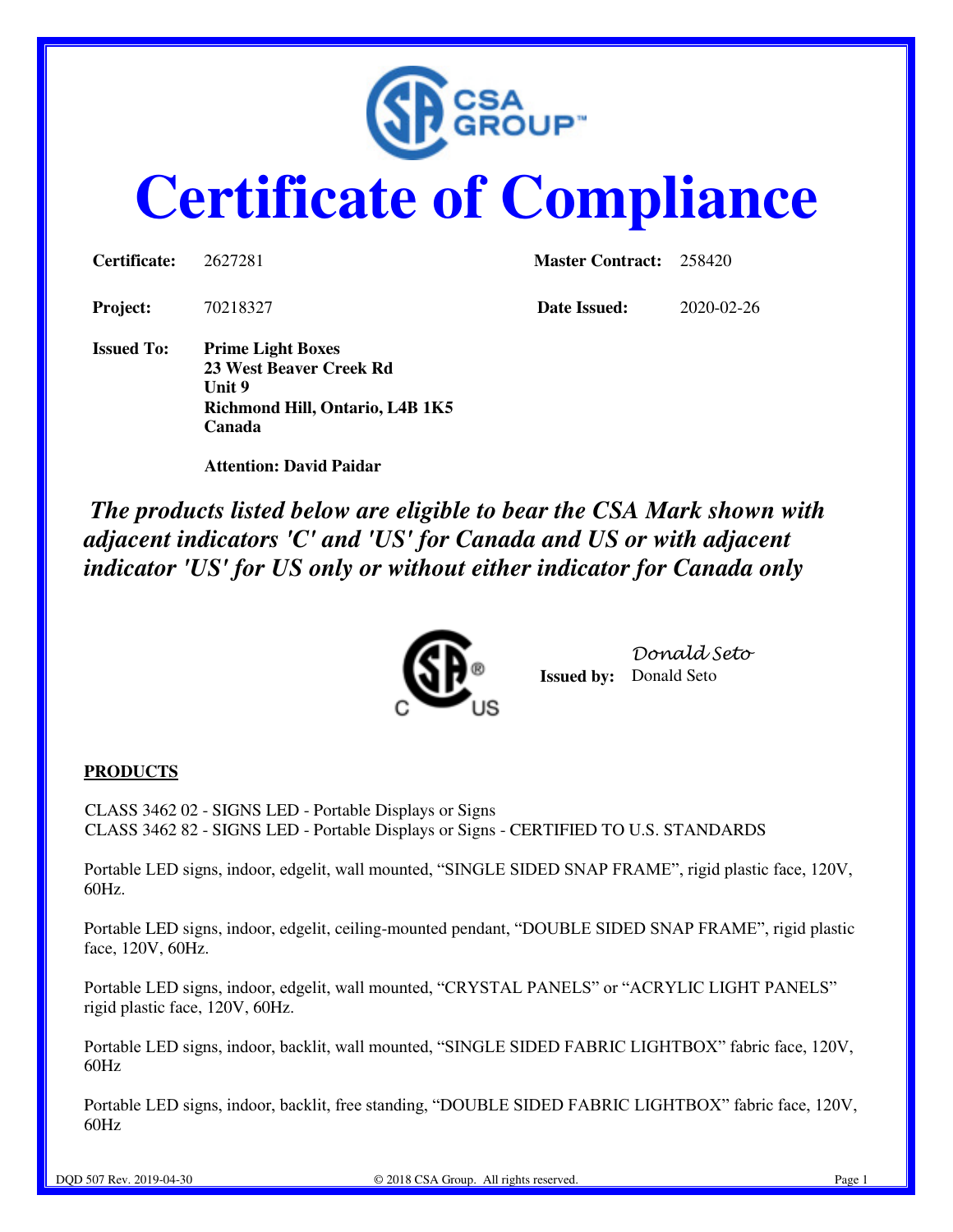# Certificate of Compliance

| | | | |
|---|---|---|---|
| **Certificate:** | 2627281 | **Master Contract:** | 258420 |
| **Project:** | 70218327 | **Date Issued:** | 2020-02-26 |

**Issued To:** **Prime Light Boxes**
**23 West Beaver Creek Rd**
**Unit 9**
**Richmond Hill, Ontario, L4B 1K5**
**Canada**

**Attention: David Paidar**

***The products listed below are eligible to bear the CSA Mark shown with adjacent indicators 'C' and 'US' for Canada and US or with adjacent indicator 'US' for US only or without either indicator for Canada only***

*Donald Seto*
**Issued by:** Donald Seto

**PRODUCTS**

CLASS 3462 02 - SIGNS LED - Portable Displays or Signs
CLASS 3462 82 - SIGNS LED - Portable Displays or Signs - CERTIFIED TO U.S. STANDARDS

Portable LED signs, indoor, edgelit, wall mounted, "SINGLE SIDED SNAP FRAME", rigid plastic face, 120V, 60Hz.

Portable LED signs, indoor, edgelit, ceiling-mounted pendant, "DOUBLE SIDED SNAP FRAME", rigid plastic face, 120V, 60Hz.

Portable LED signs, indoor, edgelit, wall mounted, "CRYSTAL PANELS" or "ACRYLIC LIGHT PANELS" rigid plastic face, 120V, 60Hz.

Portable LED signs, indoor, backlit, wall mounted, "SINGLE SIDED FABRIC LIGHTBOX" fabric face, 120V, 60Hz

Portable LED signs, indoor, backlit, free standing, "DOUBLE SIDED FABRIC LIGHTBOX" fabric face, 120V, 60Hz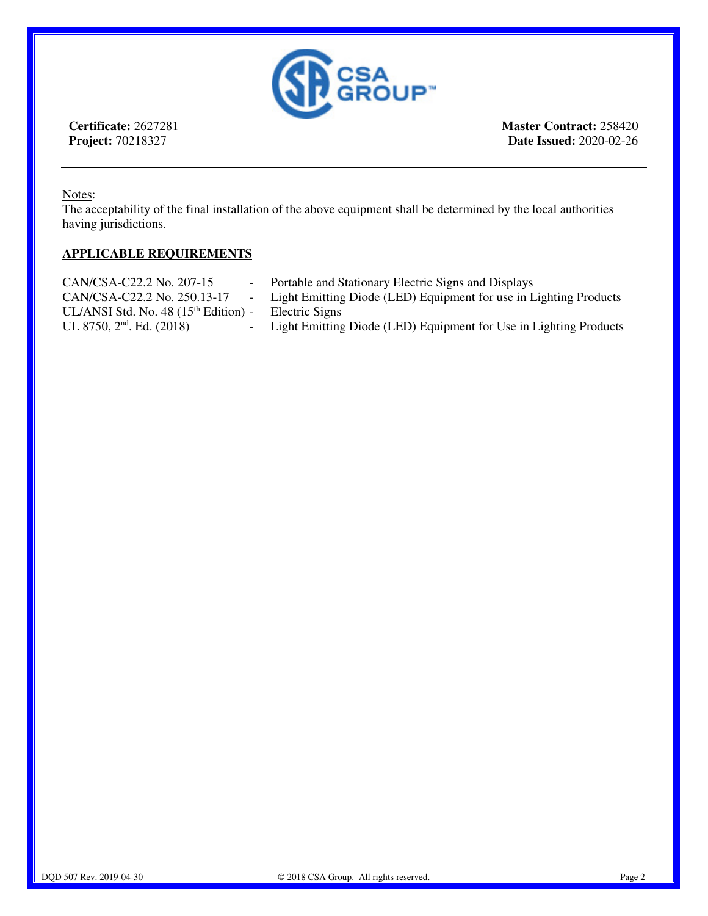**Certificate:** 2627281
**Project:** 70218327

**Master Contract:** 258420
**Date Issued:** 2020-02-26

---

Notes:
The acceptability of the final installation of the above equipment shall be determined by the local authorities having jurisdictions.

**APPLICABLE REQUIREMENTS**

| | | |
|---|---|---|
| CAN/CSA-C22.2 No. 207-15 | - | Portable and Stationary Electric Signs and Displays |
| CAN/CSA-C22.2 No. 250.13-17 | - | Light Emitting Diode (LED) Equipment for use in Lighting Products |
| UL/ANSI Std. No. 48 (15th Edition) | - | Electric Signs |
| UL 8750, 2nd. Ed. (2018) | - | Light Emitting Diode (LED) Equipment for Use in Lighting Products |

DQD 507 Rev. 2019-04-30 © 2018 CSA Group. All rights reserved.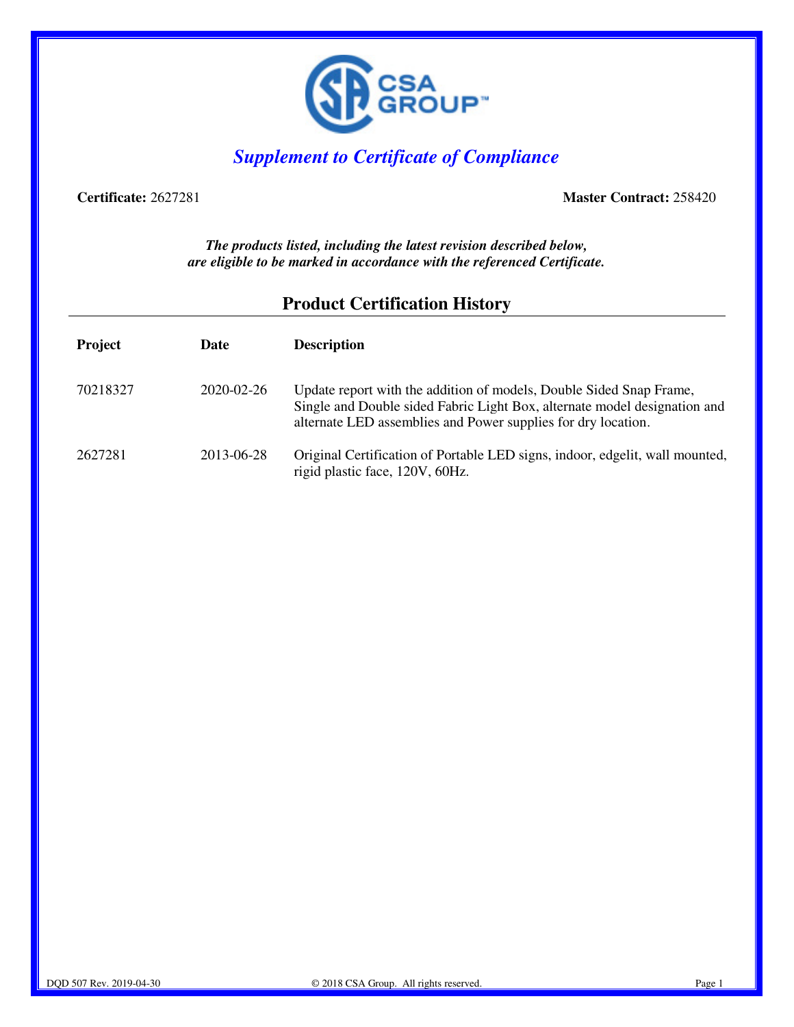# Supplement to Certificate of Compliance

**Certificate:** 2627281 **Master Contract:** 258420

***The products listed, including the latest revision described below, are eligible to be marked in accordance with the referenced Certificate.***

## Product Certification History

| Project | Date | Description |
|---|---|---|
| 70218327 | 2020-02-26 | Update report with the addition of models, Double Sided Snap Frame, Single and Double sided Fabric Light Box, alternate model designation and alternate LED assemblies and Power supplies for dry location. |
| 2627281 | 2013-06-28 | Original Certification of Portable LED signs, indoor, edgelit, wall mounted, rigid plastic face, 120V, 60Hz. |

DQD 507 Rev. 2019-04-30 © 2018 CSA Group. All rights reserved.